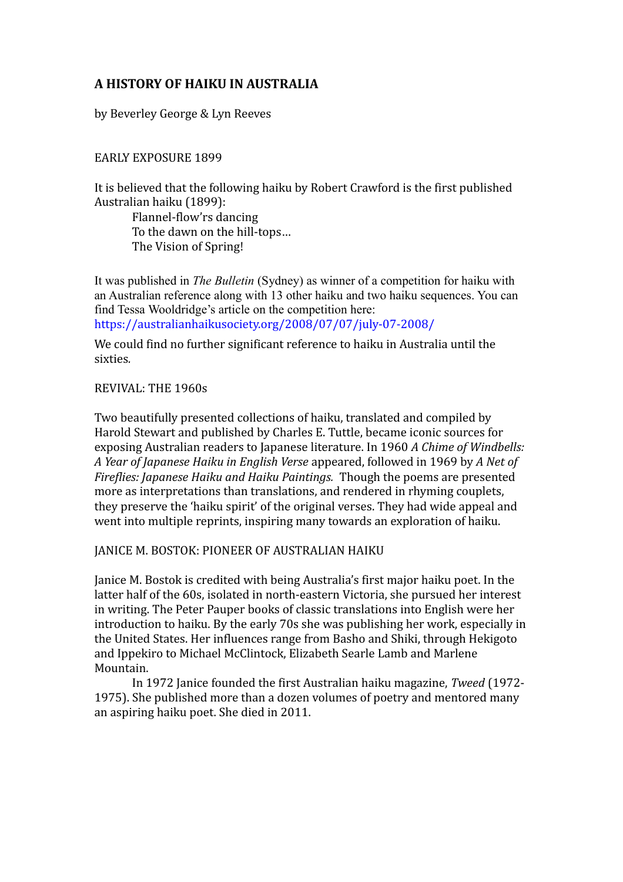# A HISTORY OF HAIKU IN AUSTRALIA

by Beverley George & Lyn Reeves

## EARLY EXPOSURE 1899

It is believed that the following haiku by Robert Crawford is the first published Australian haiku (1899):

> Flannel-flow'rs dancing
> To the dawn on the hill-tops…
> The Vision of Spring!

It was published in *The Bulletin* (Sydney) as winner of a competition for haiku with an Australian reference along with 13 other haiku and two haiku sequences. You can find Tessa Wooldridge's article on the competition here: https://australianhaikusociety.org/2008/07/07/july-07-2008/

We could find no further significant reference to haiku in Australia until the sixties.

## REVIVAL: THE 1960s

Two beautifully presented collections of haiku, translated and compiled by Harold Stewart and published by Charles E. Tuttle, became iconic sources for exposing Australian readers to Japanese literature. In 1960 *A Chime of Windbells: A Year of Japanese Haiku in English Verse* appeared, followed in 1969 by *A Net of Fireflies: Japanese Haiku and Haiku Paintings.* Though the poems are presented more as interpretations than translations, and rendered in rhyming couplets, they preserve the 'haiku spirit' of the original verses. They had wide appeal and went into multiple reprints, inspiring many towards an exploration of haiku.

## JANICE M. BOSTOK: PIONEER OF AUSTRALIAN HAIKU

Janice M. Bostok is credited with being Australia's first major haiku poet. In the latter half of the 60s, isolated in north-eastern Victoria, she pursued her interest in writing. The Peter Pauper books of classic translations into English were her introduction to haiku. By the early 70s she was publishing her work, especially in the United States. Her influences range from Basho and Shiki, through Hekigoto and Ippekiro to Michael McClintock, Elizabeth Searle Lamb and Marlene Mountain.

In 1972 Janice founded the first Australian haiku magazine, *Tweed* (1972-1975). She published more than a dozen volumes of poetry and mentored many an aspiring haiku poet. She died in 2011.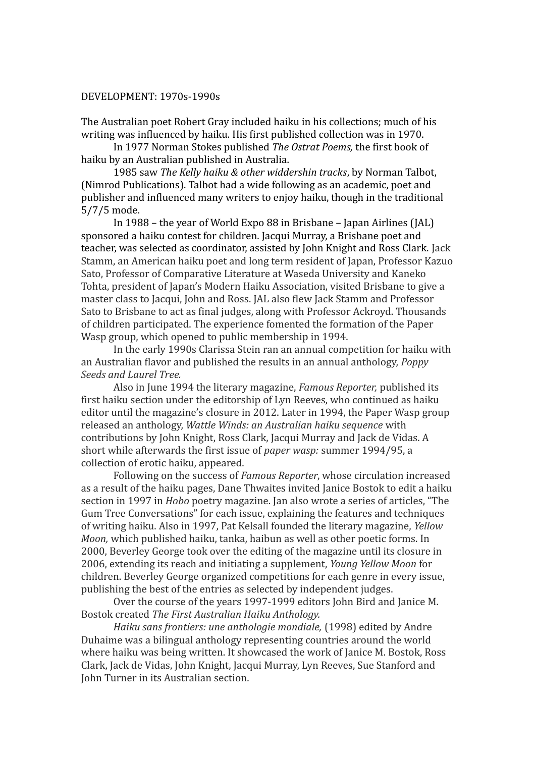DEVELOPMENT: 1970s-1990s

The Australian poet Robert Gray included haiku in his collections; much of his writing was influenced by haiku. His first published collection was in 1970.

In 1977 Norman Stokes published *The Ostrat Poems,* the first book of haiku by an Australian published in Australia.

1985 saw *The Kelly haiku & other widdershin tracks*, by Norman Talbot, (Nimrod Publications). Talbot had a wide following as an academic, poet and publisher and influenced many writers to enjoy haiku, though in the traditional 5/7/5 mode.

In 1988 – the year of World Expo 88 in Brisbane – Japan Airlines (JAL) sponsored a haiku contest for children. Jacqui Murray, a Brisbane poet and teacher, was selected as coordinator, assisted by John Knight and Ross Clark. Jack Stamm, an American haiku poet and long term resident of Japan, Professor Kazuo Sato, Professor of Comparative Literature at Waseda University and Kaneko Tohta, president of Japan's Modern Haiku Association, visited Brisbane to give a master class to Jacqui, John and Ross. JAL also flew Jack Stamm and Professor Sato to Brisbane to act as final judges, along with Professor Ackroyd. Thousands of children participated. The experience fomented the formation of the Paper Wasp group, which opened to public membership in 1994.

In the early 1990s Clarissa Stein ran an annual competition for haiku with an Australian flavor and published the results in an annual anthology, *Poppy Seeds and Laurel Tree.*

Also in June 1994 the literary magazine, *Famous Reporter,* published its first haiku section under the editorship of Lyn Reeves, who continued as haiku editor until the magazine's closure in 2012. Later in 1994, the Paper Wasp group released an anthology, *Wattle Winds: an Australian haiku sequence* with contributions by John Knight, Ross Clark, Jacqui Murray and Jack de Vidas. A short while afterwards the first issue of *paper wasp:* summer 1994/95, a collection of erotic haiku, appeared.

Following on the success of *Famous Reporter*, whose circulation increased as a result of the haiku pages, Dane Thwaites invited Janice Bostok to edit a haiku section in 1997 in *Hobo* poetry magazine. Jan also wrote a series of articles, "The Gum Tree Conversations" for each issue, explaining the features and techniques of writing haiku. Also in 1997, Pat Kelsall founded the literary magazine, *Yellow Moon,* which published haiku, tanka, haibun as well as other poetic forms. In 2000, Beverley George took over the editing of the magazine until its closure in 2006, extending its reach and initiating a supplement, *Young Yellow Moon* for children. Beverley George organized competitions for each genre in every issue, publishing the best of the entries as selected by independent judges.

Over the course of the years 1997-1999 editors John Bird and Janice M. Bostok created *The First Australian Haiku Anthology.*

*Haiku sans frontiers: une anthologie mondiale,* (1998) edited by Andre Duhaime was a bilingual anthology representing countries around the world where haiku was being written. It showcased the work of Janice M. Bostok, Ross Clark, Jack de Vidas, John Knight, Jacqui Murray, Lyn Reeves, Sue Stanford and John Turner in its Australian section.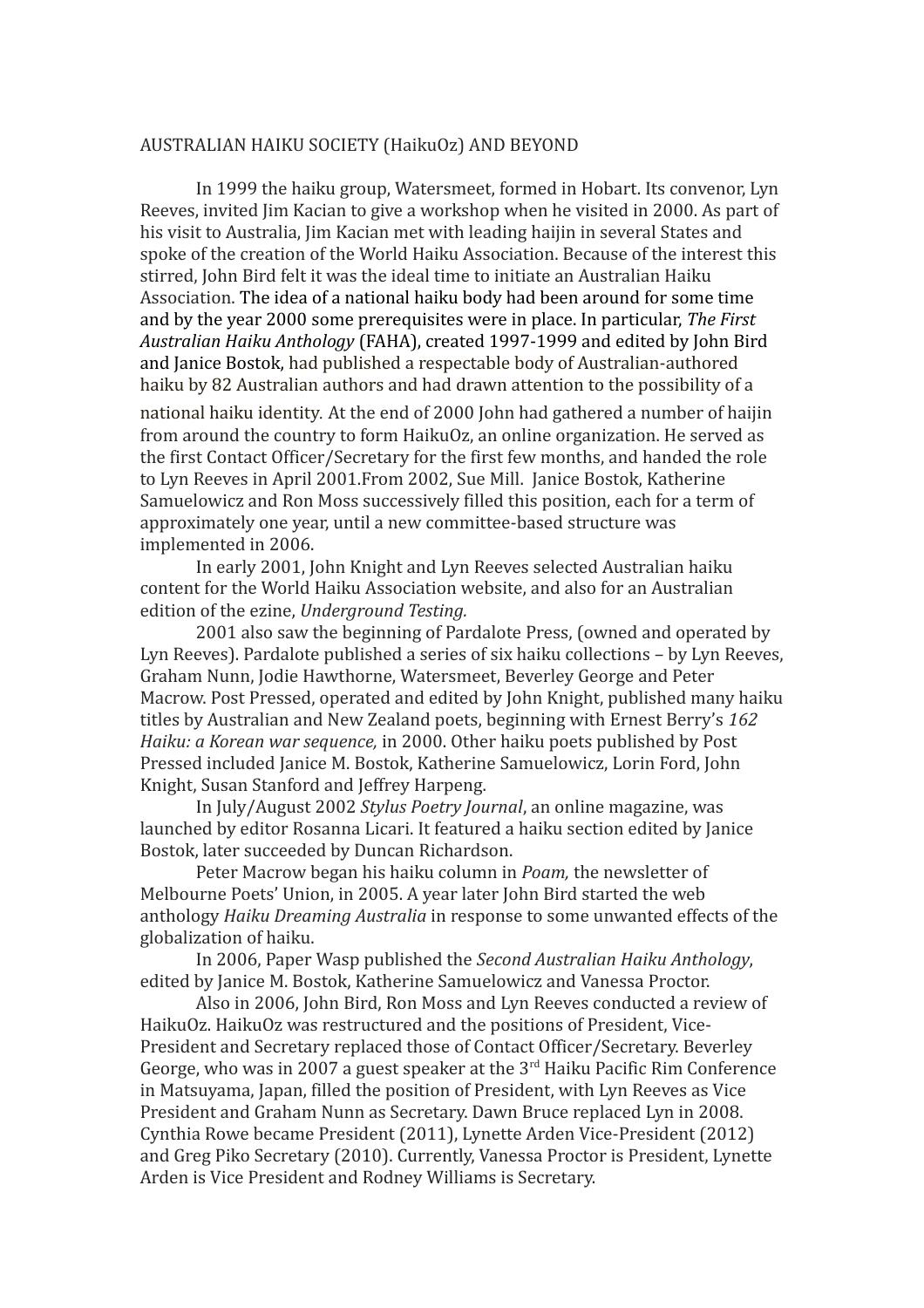AUSTRALIAN HAIKU SOCIETY (HaikuOz) AND BEYOND

In 1999 the haiku group, Watersmeet, formed in Hobart. Its convenor, Lyn Reeves, invited Jim Kacian to give a workshop when he visited in 2000. As part of his visit to Australia, Jim Kacian met with leading haijin in several States and spoke of the creation of the World Haiku Association. Because of the interest this stirred, John Bird felt it was the ideal time to initiate an Australian Haiku Association. The idea of a national haiku body had been around for some time and by the year 2000 some prerequisites were in place. In particular, *The First Australian Haiku Anthology* (FAHA), created 1997-1999 and edited by John Bird and Janice Bostok, had published a respectable body of Australian-authored haiku by 82 Australian authors and had drawn attention to the possibility of a national haiku identity. At the end of 2000 John had gathered a number of haijin from around the country to form HaikuOz, an online organization. He served as the first Contact Officer/Secretary for the first few months, and handed the role to Lyn Reeves in April 2001.From 2002, Sue Mill. Janice Bostok, Katherine Samuelowicz and Ron Moss successively filled this position, each for a term of approximately one year, until a new committee-based structure was implemented in 2006.

In early 2001, John Knight and Lyn Reeves selected Australian haiku content for the World Haiku Association website, and also for an Australian edition of the ezine, *Underground Testing.*

2001 also saw the beginning of Pardalote Press, (owned and operated by Lyn Reeves). Pardalote published a series of six haiku collections – by Lyn Reeves, Graham Nunn, Jodie Hawthorne, Watersmeet, Beverley George and Peter Macrow. Post Pressed, operated and edited by John Knight, published many haiku titles by Australian and New Zealand poets, beginning with Ernest Berry's *162 Haiku: a Korean war sequence,* in 2000. Other haiku poets published by Post Pressed included Janice M. Bostok, Katherine Samuelowicz, Lorin Ford, John Knight, Susan Stanford and Jeffrey Harpeng.

In July/August 2002 *Stylus Poetry Journal*, an online magazine, was launched by editor Rosanna Licari. It featured a haiku section edited by Janice Bostok, later succeeded by Duncan Richardson.

Peter Macrow began his haiku column in *Poam,* the newsletter of Melbourne Poets' Union, in 2005. A year later John Bird started the web anthology *Haiku Dreaming Australia* in response to some unwanted effects of the globalization of haiku.

In 2006, Paper Wasp published the *Second Australian Haiku Anthology*, edited by Janice M. Bostok, Katherine Samuelowicz and Vanessa Proctor.

Also in 2006, John Bird, Ron Moss and Lyn Reeves conducted a review of HaikuOz. HaikuOz was restructured and the positions of President, Vice-President and Secretary replaced those of Contact Officer/Secretary. Beverley George, who was in 2007 a guest speaker at the 3rd Haiku Pacific Rim Conference in Matsuyama, Japan, filled the position of President, with Lyn Reeves as Vice President and Graham Nunn as Secretary. Dawn Bruce replaced Lyn in 2008. Cynthia Rowe became President (2011), Lynette Arden Vice-President (2012) and Greg Piko Secretary (2010). Currently, Vanessa Proctor is President, Lynette Arden is Vice President and Rodney Williams is Secretary.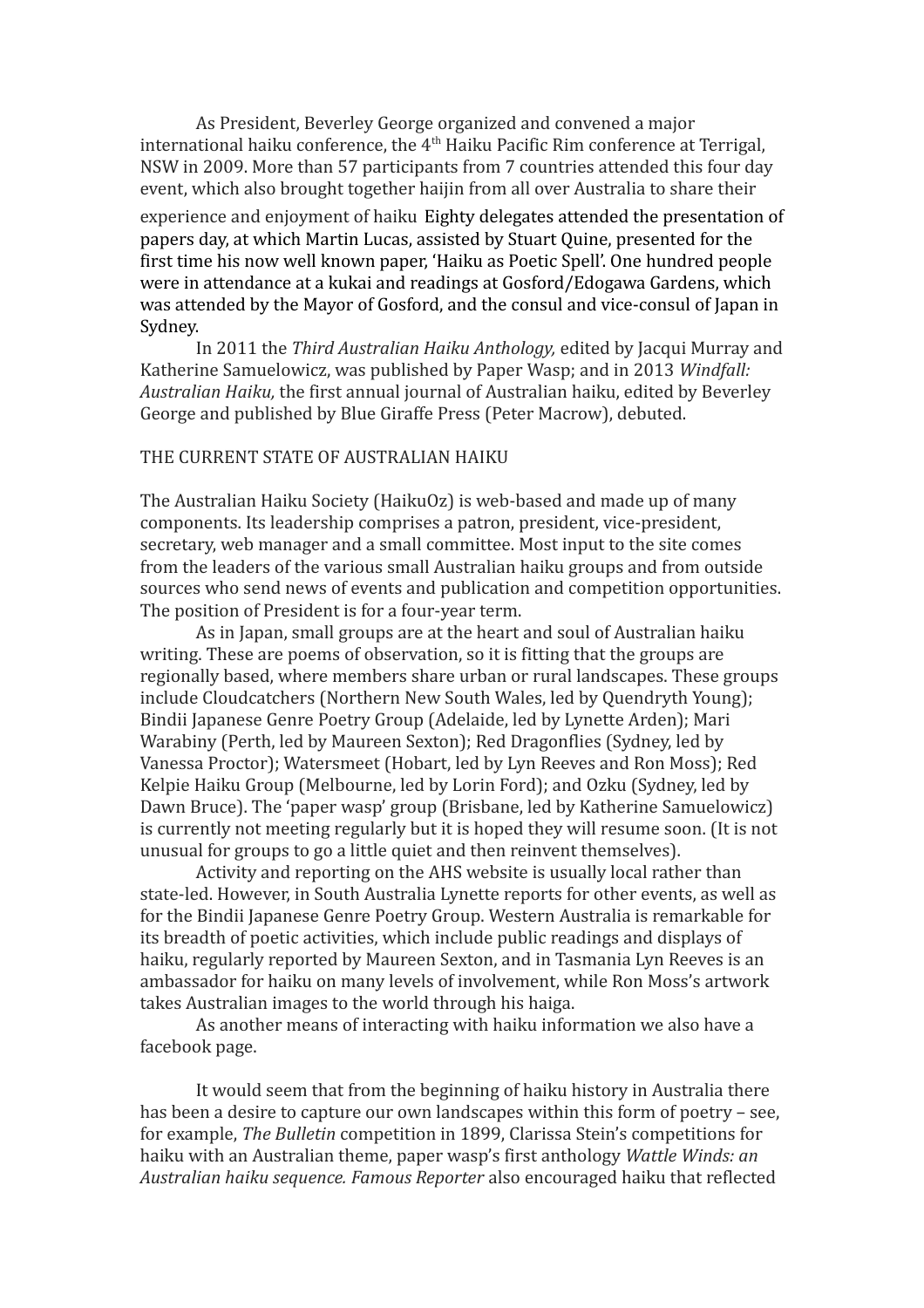As President, Beverley George organized and convened a major international haiku conference, the 4th Haiku Pacific Rim conference at Terrigal, NSW in 2009. More than 57 participants from 7 countries attended this four day event, which also brought together haijin from all over Australia to share their experience and enjoyment of haiku Eighty delegates attended the presentation of papers day, at which Martin Lucas, assisted by Stuart Quine, presented for the first time his now well known paper, 'Haiku as Poetic Spell'. One hundred people were in attendance at a kukai and readings at Gosford/Edogawa Gardens, which was attended by the Mayor of Gosford, and the consul and vice-consul of Japan in Sydney.

In 2011 the *Third Australian Haiku Anthology,* edited by Jacqui Murray and Katherine Samuelowicz, was published by Paper Wasp; and in 2013 *Windfall: Australian Haiku,* the first annual journal of Australian haiku, edited by Beverley George and published by Blue Giraffe Press (Peter Macrow), debuted.

THE CURRENT STATE OF AUSTRALIAN HAIKU

The Australian Haiku Society (HaikuOz) is web-based and made up of many components. Its leadership comprises a patron, president, vice-president, secretary, web manager and a small committee. Most input to the site comes from the leaders of the various small Australian haiku groups and from outside sources who send news of events and publication and competition opportunities. The position of President is for a four-year term.

As in Japan, small groups are at the heart and soul of Australian haiku writing. These are poems of observation, so it is fitting that the groups are regionally based, where members share urban or rural landscapes. These groups include Cloudcatchers (Northern New South Wales, led by Quendryth Young); Bindii Japanese Genre Poetry Group (Adelaide, led by Lynette Arden); Mari Warabiny (Perth, led by Maureen Sexton); Red Dragonflies (Sydney, led by Vanessa Proctor); Watersmeet (Hobart, led by Lyn Reeves and Ron Moss); Red Kelpie Haiku Group (Melbourne, led by Lorin Ford); and Ozku (Sydney, led by Dawn Bruce). The 'paper wasp' group (Brisbane, led by Katherine Samuelowicz) is currently not meeting regularly but it is hoped they will resume soon. (It is not unusual for groups to go a little quiet and then reinvent themselves).

Activity and reporting on the AHS website is usually local rather than state-led. However, in South Australia Lynette reports for other events, as well as for the Bindii Japanese Genre Poetry Group. Western Australia is remarkable for its breadth of poetic activities, which include public readings and displays of haiku, regularly reported by Maureen Sexton, and in Tasmania Lyn Reeves is an ambassador for haiku on many levels of involvement, while Ron Moss's artwork takes Australian images to the world through his haiga.

As another means of interacting with haiku information we also have a facebook page.

It would seem that from the beginning of haiku history in Australia there has been a desire to capture our own landscapes within this form of poetry – see, for example, *The Bulletin* competition in 1899, Clarissa Stein's competitions for haiku with an Australian theme, paper wasp's first anthology *Wattle Winds: an Australian haiku sequence. Famous Reporter* also encouraged haiku that reflected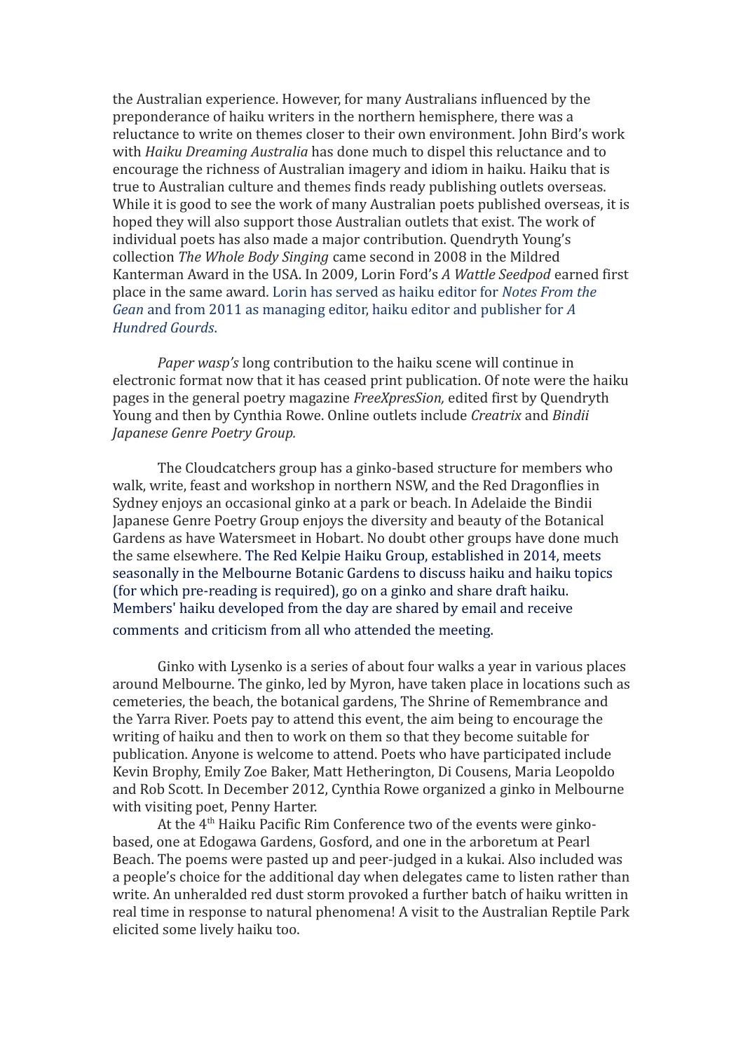the Australian experience. However, for many Australians influenced by the preponderance of haiku writers in the northern hemisphere, there was a reluctance to write on themes closer to their own environment. John Bird's work with *Haiku Dreaming Australia* has done much to dispel this reluctance and to encourage the richness of Australian imagery and idiom in haiku. Haiku that is true to Australian culture and themes finds ready publishing outlets overseas. While it is good to see the work of many Australian poets published overseas, it is hoped they will also support those Australian outlets that exist. The work of individual poets has also made a major contribution. Quendryth Young's collection *The Whole Body Singing* came second in 2008 in the Mildred Kanterman Award in the USA. In 2009, Lorin Ford's *A Wattle Seedpod* earned first place in the same award. Lorin has served as haiku editor for *Notes From the Gean* and from 2011 as managing editor, haiku editor and publisher for *A Hundred Gourds*.

*Paper wasp's* long contribution to the haiku scene will continue in electronic format now that it has ceased print publication. Of note were the haiku pages in the general poetry magazine *FreeXpresSion,* edited first by Quendryth Young and then by Cynthia Rowe. Online outlets include *Creatrix* and *Bindii Japanese Genre Poetry Group.*

The Cloudcatchers group has a ginko-based structure for members who walk, write, feast and workshop in northern NSW, and the Red Dragonflies in Sydney enjoys an occasional ginko at a park or beach. In Adelaide the Bindii Japanese Genre Poetry Group enjoys the diversity and beauty of the Botanical Gardens as have Watersmeet in Hobart. No doubt other groups have done much the same elsewhere. The Red Kelpie Haiku Group, established in 2014, meets seasonally in the Melbourne Botanic Gardens to discuss haiku and haiku topics (for which pre-reading is required), go on a ginko and share draft haiku. Members' haiku developed from the day are shared by email and receive comments and criticism from all who attended the meeting.

Ginko with Lysenko is a series of about four walks a year in various places around Melbourne. The ginko, led by Myron, have taken place in locations such as cemeteries, the beach, the botanical gardens, The Shrine of Remembrance and the Yarra River. Poets pay to attend this event, the aim being to encourage the writing of haiku and then to work on them so that they become suitable for publication. Anyone is welcome to attend. Poets who have participated include Kevin Brophy, Emily Zoe Baker, Matt Hetherington, Di Cousens, Maria Leopoldo and Rob Scott. In December 2012, Cynthia Rowe organized a ginko in Melbourne with visiting poet, Penny Harter.

At the 4th Haiku Pacific Rim Conference two of the events were ginko-based, one at Edogawa Gardens, Gosford, and one in the arboretum at Pearl Beach. The poems were pasted up and peer-judged in a kukai. Also included was a people's choice for the additional day when delegates came to listen rather than write. An unheralded red dust storm provoked a further batch of haiku written in real time in response to natural phenomena! A visit to the Australian Reptile Park elicited some lively haiku too.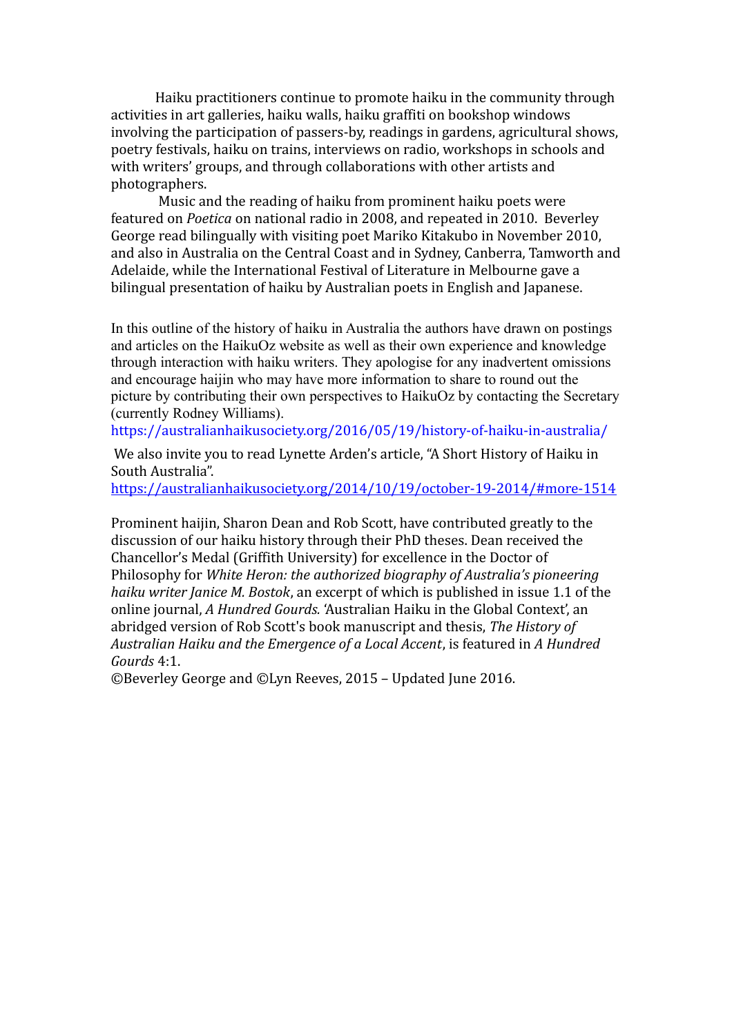Haiku practitioners continue to promote haiku in the community through activities in art galleries, haiku walls, haiku graffiti on bookshop windows involving the participation of passers-by, readings in gardens, agricultural shows, poetry festivals, haiku on trains, interviews on radio, workshops in schools and with writers' groups, and through collaborations with other artists and photographers.

Music and the reading of haiku from prominent haiku poets were featured on *Poetica* on national radio in 2008, and repeated in 2010. Beverley George read bilingually with visiting poet Mariko Kitakubo in November 2010, and also in Australia on the Central Coast and in Sydney, Canberra, Tamworth and Adelaide, while the International Festival of Literature in Melbourne gave a bilingual presentation of haiku by Australian poets in English and Japanese.

In this outline of the history of haiku in Australia the authors have drawn on postings and articles on the HaikuOz website as well as their own experience and knowledge through interaction with haiku writers. They apologise for any inadvertent omissions and encourage haijin who may have more information to share to round out the picture by contributing their own perspectives to HaikuOz by contacting the Secretary (currently Rodney Williams).
https://australianhaikusociety.org/2016/05/19/history-of-haiku-in-australia/

We also invite you to read Lynette Arden's article, "A Short History of Haiku in South Australia".
https://australianhaikusociety.org/2014/10/19/october-19-2014/#more-1514

Prominent haijin, Sharon Dean and Rob Scott, have contributed greatly to the discussion of our haiku history through their PhD theses. Dean received the Chancellor's Medal (Griffith University) for excellence in the Doctor of Philosophy for *White Heron: the authorized biography of Australia's pioneering haiku writer Janice M. Bostok*, an excerpt of which is published in issue 1.1 of the online journal, *A Hundred Gourds.* 'Australian Haiku in the Global Context', an abridged version of Rob Scott's book manuscript and thesis, *The History of Australian Haiku and the Emergence of a Local Accent*, is featured in *A Hundred Gourds* 4:1.

©Beverley George and ©Lyn Reeves, 2015 – Updated June 2016.